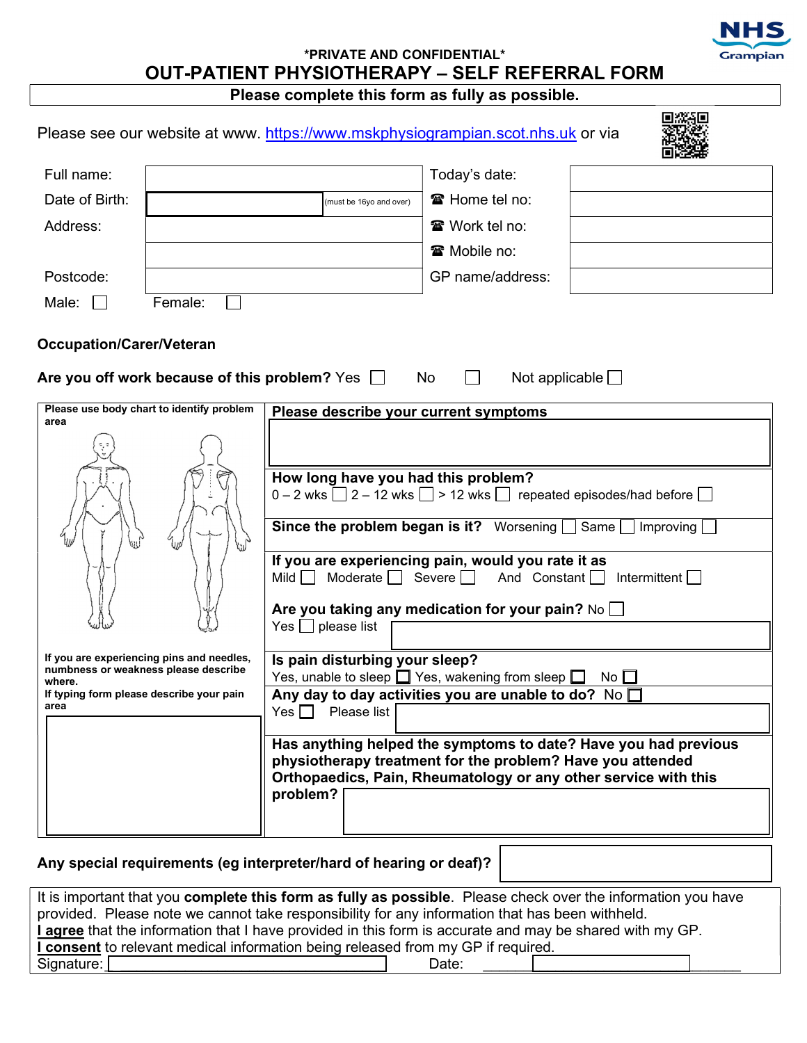NHS Grampian

**\*PRIVATE AND CONFIDENTIAL\***

# OUT-PATIENT PHYSIOTHERAPY – SELF REFERRAL FORM

**Please complete this form as fully as possible.**

Please see our website at www. https://www.mskphysiogrampian.scot.nhs.uk or via

| | | | |
|---|---|---|---|
| Full name: | | Today's date: | |
| Date of Birth: | (must be 16yo and over) | ☎ Home tel no: | |
| Address: | | ☎ Work tel no: | |
| | | ☎ Mobile no: | |
| Postcode: | | GP name/address: | |

Male: ☐ Female: ☐

**Occupation/Carer/Veteran**

**Are you off work because of this problem?** Yes ☐ No ☐ Not applicable ☐

**Please use body chart to identify problem area**

**If you are experiencing pins and needles, numbness or weakness please describe where.**

**If typing form please describe your pain area**

**Please describe your current symptoms**

**How long have you had this problem?**
0 – 2 wks ☐ 2 – 12 wks ☐ > 12 wks ☐ repeated episodes/had before ☐

**Since the problem began is it?** Worsening ☐ Same ☐ Improving ☐

**If you are experiencing pain, would you rate it as**
Mild ☐ Moderate ☐ Severe ☐ And Constant ☐ Intermittent ☐

**Are you taking any medication for your pain?** No ☐
Yes ☐ please list

**Is pain disturbing your sleep?**
Yes, unable to sleep ☐ Yes, wakening from sleep ☐ No ☐

**Any day to day activities you are unable to do?** No ☐
Yes ☐ Please list

**Has anything helped the symptoms to date? Have you had previous physiotherapy treatment for the problem? Have you attended Orthopaedics, Pain, Rheumatology or any other service with this problem?**

**Any special requirements (eg interpreter/hard of hearing or deaf)?**

It is important that you **complete this form as fully as possible**. Please check over the information you have provided. Please note we cannot take responsibility for any information that has been withheld.
**I agree** that the information that I have provided in this form is accurate and may be shared with my GP.
**I consent** to relevant medical information being released from my GP if required.
Signature: ____________________ Date: ____________________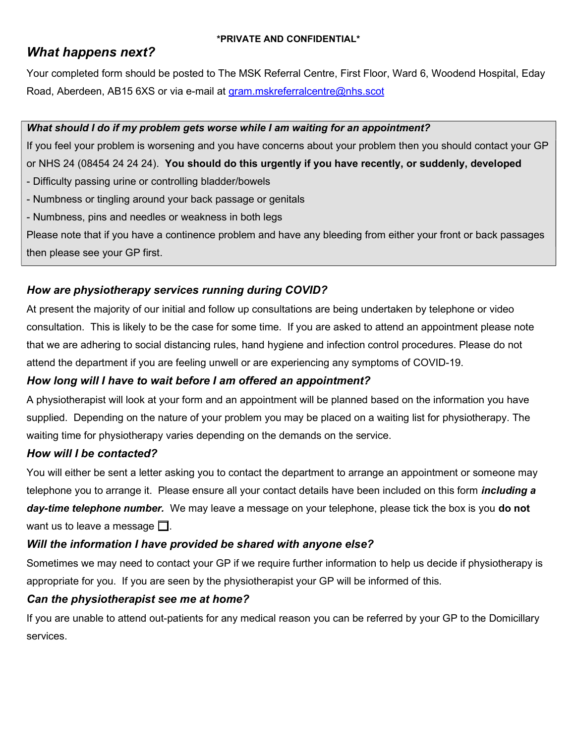**\*PRIVATE AND CONFIDENTIAL\***

## *What happens next?*

Your completed form should be posted to The MSK Referral Centre, First Floor, Ward 6, Woodend Hospital, Eday Road, Aberdeen, AB15 6XS or via e-mail at gram.mskreferralcentre@nhs.scot

***What should I do if my problem gets worse while I am waiting for an appointment?***

If you feel your problem is worsening and you have concerns about your problem then you should contact your GP or NHS 24 (08454 24 24 24). **You should do this urgently if you have recently, or suddenly, developed**

- Difficulty passing urine or controlling bladder/bowels
- Numbness or tingling around your back passage or genitals
- Numbness, pins and needles or weakness in both legs

Please note that if you have a continence problem and have any bleeding from either your front or back passages then please see your GP first.

### *How are physiotherapy services running during COVID?*

At present the majority of our initial and follow up consultations are being undertaken by telephone or video consultation. This is likely to be the case for some time. If you are asked to attend an appointment please note that we are adhering to social distancing rules, hand hygiene and infection control procedures. Please do not attend the department if you are feeling unwell or are experiencing any symptoms of COVID-19.

### *How long will I have to wait before I am offered an appointment?*

A physiotherapist will look at your form and an appointment will be planned based on the information you have supplied. Depending on the nature of your problem you may be placed on a waiting list for physiotherapy. The waiting time for physiotherapy varies depending on the demands on the service.

### *How will I be contacted?*

You will either be sent a letter asking you to contact the department to arrange an appointment or someone may telephone you to arrange it. Please ensure all your contact details have been included on this form ***including a day-time telephone number.*** We may leave a message on your telephone, please tick the box is you **do not** want us to leave a message ☐.

### *Will the information I have provided be shared with anyone else?*

Sometimes we may need to contact your GP if we require further information to help us decide if physiotherapy is appropriate for you. If you are seen by the physiotherapist your GP will be informed of this.

### *Can the physiotherapist see me at home?*

If you are unable to attend out-patients for any medical reason you can be referred by your GP to the Domicillary services.